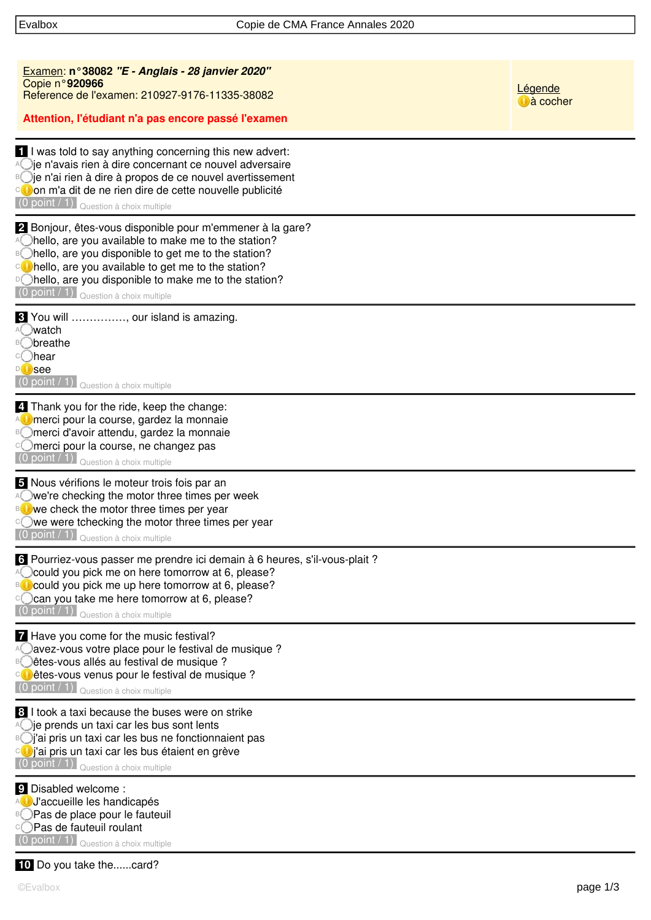Copie de CMA France Annales 2020

**Examen: n°38082 *"E - Anglais - 28 janvier 2020"***
Copie n°**920966**
Reference de l'examen: 210927-9176-11335-38082

**Attention, l'étudiant n'a pas encore passé l'examen**

Légende
(!) à cocher

---

**1** I was told to say anything concerning this new advert:

- A ◯ je n'avais rien à dire concernant ce nouvel adversaire
- B ◯ je n'ai rien à dire à propos de ce nouvel avertissement
- C (!) on m'a dit de ne rien dire de cette nouvelle publicité

(0 point / 1) Question à choix multiple

---

**2** Bonjour, êtes-vous disponible pour m'emmener à la gare?

- A ◯ hello, are you available to make me to the station?
- B ◯ hello, are you disponible to get me to the station?
- C (!) hello, are you available to get me to the station?
- D ◯ hello, are you disponible to make me to the station?

(0 point / 1) Question à choix multiple

---

**3** You will ..............., our island is amazing.

- A ◯ watch
- B ◯ breathe
- C ◯ hear
- D (!) see

(0 point / 1) Question à choix multiple

---

**4** Thank you for the ride, keep the change:

- A (!) merci pour la course, gardez la monnaie
- B ◯ merci d'avoir attendu, gardez la monnaie
- C ◯ merci pour la course, ne changez pas

(0 point / 1) Question à choix multiple

---

**5** Nous vérifions le moteur trois fois par an

- A ◯ we're checking the motor three times per week
- B (!) we check the motor three times per year
- C ◯ we were tchecking the motor three times per year

(0 point / 1) Question à choix multiple

---

**6** Pourriez-vous passer me prendre ici demain à 6 heures, s'il-vous-plait ?

- A ◯ could you pick me on here tomorrow at 6, please?
- B (!) could you pick me up here tomorrow at 6, please?
- C ◯ can you take me here tomorrow at 6, please?

(0 point / 1) Question à choix multiple

---

**7** Have you come for the music festival?

- A ◯ avez-vous votre place pour le festival de musique ?
- B ◯ êtes-vous allés au festival de musique ?
- C (!) êtes-vous venus pour le festival de musique ?

(0 point / 1) Question à choix multiple

---

**8** I took a taxi because the buses were on strike

- A ◯ je prends un taxi car les bus sont lents
- B ◯ j'ai pris un taxi car les bus ne fonctionnaient pas
- C (!) j'ai pris un taxi car les bus étaient en grève

(0 point / 1) Question à choix multiple

---

**9** Disabled welcome :

- A (!) J'accueille les handicapés
- B ◯ Pas de place pour le fauteuil
- C ◯ Pas de fauteuil roulant

(0 point / 1) Question à choix multiple

---

**10** Do you take the......card?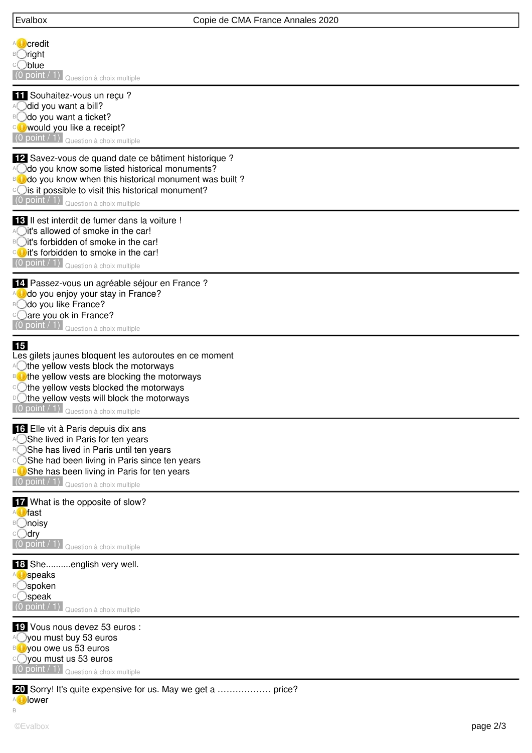- A (!) credit
- B ( ) right
- C ( ) blue

(0 point / 1) Question à choix multiple

---

**11** Souhaitez-vous un reçu ?

- A ( ) did you want a bill?
- B ( ) do you want a ticket?
- C (!) would you like a receipt?

(0 point / 1) Question à choix multiple

---

**12** Savez-vous de quand date ce bâtiment historique ?

- A ( ) do you know some listed historical monuments?
- B (!) do you know when this historical monument was built ?
- C ( ) is it possible to visit this historical monument?

(0 point / 1) Question à choix multiple

---

**13** Il est interdit de fumer dans la voiture !

- A ( ) it's allowed of smoke in the car!
- B ( ) it's forbidden of smoke in the car!
- C (!) it's forbidden to smoke in the car!

(0 point / 1) Question à choix multiple

---

**14** Passez-vous un agréable séjour en France ?

- A (!) do you enjoy your stay in France?
- B ( ) do you like France?
- C ( ) are you ok in France?

(0 point / 1) Question à choix multiple

---

**15**

Les gilets jaunes bloquent les autoroutes en ce moment

- A ( ) the yellow vests block the motorways
- B (!) the yellow vests are blocking the motorways
- C ( ) the yellow vests blocked the motorways
- D ( ) the yellow vests will block the motorways

(0 point / 1) Question à choix multiple

---

**16** Elle vit à Paris depuis dix ans

- A ( ) She lived in Paris for ten years
- B ( ) She has lived in Paris until ten years
- C ( ) She had been living in Paris since ten years
- D (!) She has been living in Paris for ten years

(0 point / 1) Question à choix multiple

---

**17** What is the opposite of slow?

- A (!) fast
- B ( ) noisy
- C ( ) dry

(0 point / 1) Question à choix multiple

---

**18** She..........english very well.

- A (!) speaks
- B ( ) spoken
- C ( ) speak

(0 point / 1) Question à choix multiple

---

**19** Vous nous devez 53 euros :

- A ( ) you must buy 53 euros
- B (!) you owe us 53 euros
- C ( ) you must us 53 euros

(0 point / 1) Question à choix multiple

---

**20** Sorry! It's quite expensive for us. May we get a ……………… price?

- A (!) lower
- B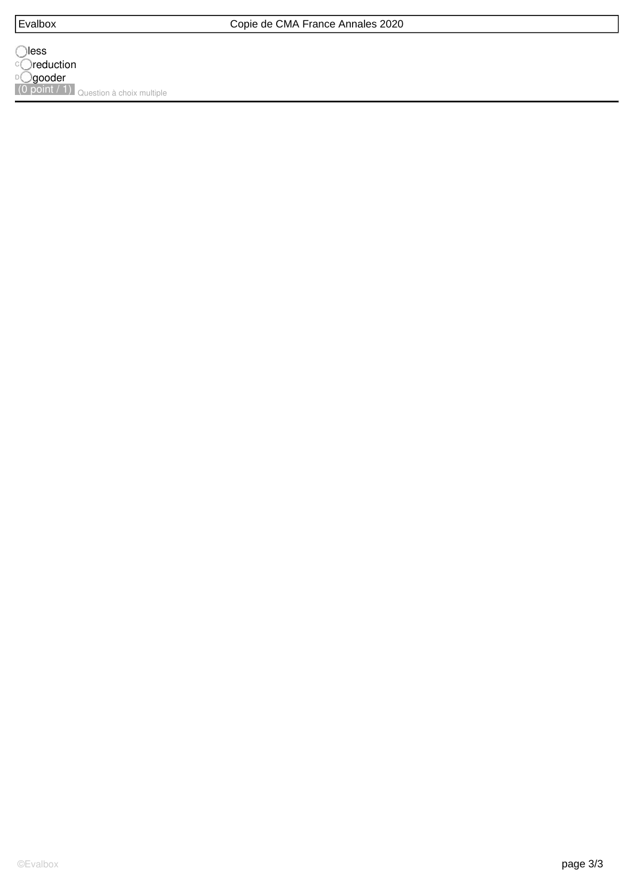○ less

C ○ reduction

D ○ gooder

(0 point / 1) Question à choix multiple